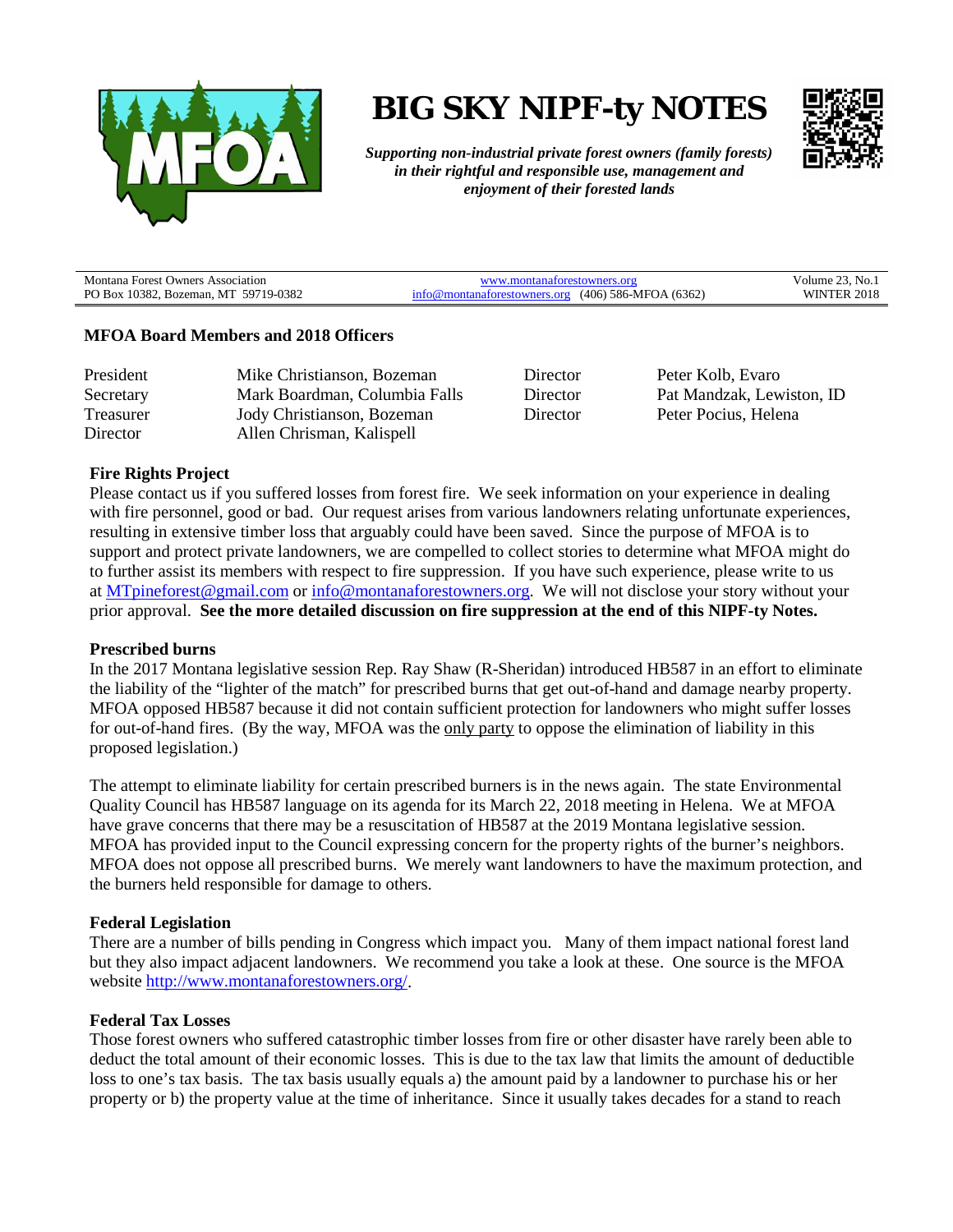# BIG SKY NIPF-ty NOTES

***Supporting non-industrial private forest owners (family forests) in their rightful and responsible use, management and enjoyment of their forested lands***

| Montana Forest Owners Association<br>PO Box 10382, Bozeman, MT 59719-0382 | www.montanaforestowners.org<br>info@montanaforestowners.org (406) 586-MFOA (6362) | Volume 23, No.1<br>WINTER 2018 |
|---|---|---|

## MFOA Board Members and 2018 Officers

| | | | |
|---|---|---|---|
| President | Mike Christianson, Bozeman | Director | Peter Kolb, Evaro |
| Secretary | Mark Boardman, Columbia Falls | Director | Pat Mandzak, Lewiston, ID |
| Treasurer | Jody Christianson, Bozeman | Director | Peter Pocius, Helena |
| Director | Allen Chrisman, Kalispell | | |

### Fire Rights Project

Please contact us if you suffered losses from forest fire. We seek information on your experience in dealing with fire personnel, good or bad. Our request arises from various landowners relating unfortunate experiences, resulting in extensive timber loss that arguably could have been saved. Since the purpose of MFOA is to support and protect private landowners, we are compelled to collect stories to determine what MFOA might do to further assist its members with respect to fire suppression. If you have such experience, please write to us at MTpineforest@gmail.com or info@montanaforestowners.org. We will not disclose your story without your prior approval. **See the more detailed discussion on fire suppression at the end of this NIPF-ty Notes.**

### Prescribed burns

In the 2017 Montana legislative session Rep. Ray Shaw (R-Sheridan) introduced HB587 in an effort to eliminate the liability of the "lighter of the match" for prescribed burns that get out-of-hand and damage nearby property. MFOA opposed HB587 because it did not contain sufficient protection for landowners who might suffer losses for out-of-hand fires. (By the way, MFOA was the only party to oppose the elimination of liability in this proposed legislation.)

The attempt to eliminate liability for certain prescribed burners is in the news again. The state Environmental Quality Council has HB587 language on its agenda for its March 22, 2018 meeting in Helena. We at MFOA have grave concerns that there may be a resuscitation of HB587 at the 2019 Montana legislative session. MFOA has provided input to the Council expressing concern for the property rights of the burner's neighbors. MFOA does not oppose all prescribed burns. We merely want landowners to have the maximum protection, and the burners held responsible for damage to others.

### Federal Legislation

There are a number of bills pending in Congress which impact you. Many of them impact national forest land but they also impact adjacent landowners. We recommend you take a look at these. One source is the MFOA website http://www.montanaforestowners.org/.

### Federal Tax Losses

Those forest owners who suffered catastrophic timber losses from fire or other disaster have rarely been able to deduct the total amount of their economic losses. This is due to the tax law that limits the amount of deductible loss to one's tax basis. The tax basis usually equals a) the amount paid by a landowner to purchase his or her property or b) the property value at the time of inheritance. Since it usually takes decades for a stand to reach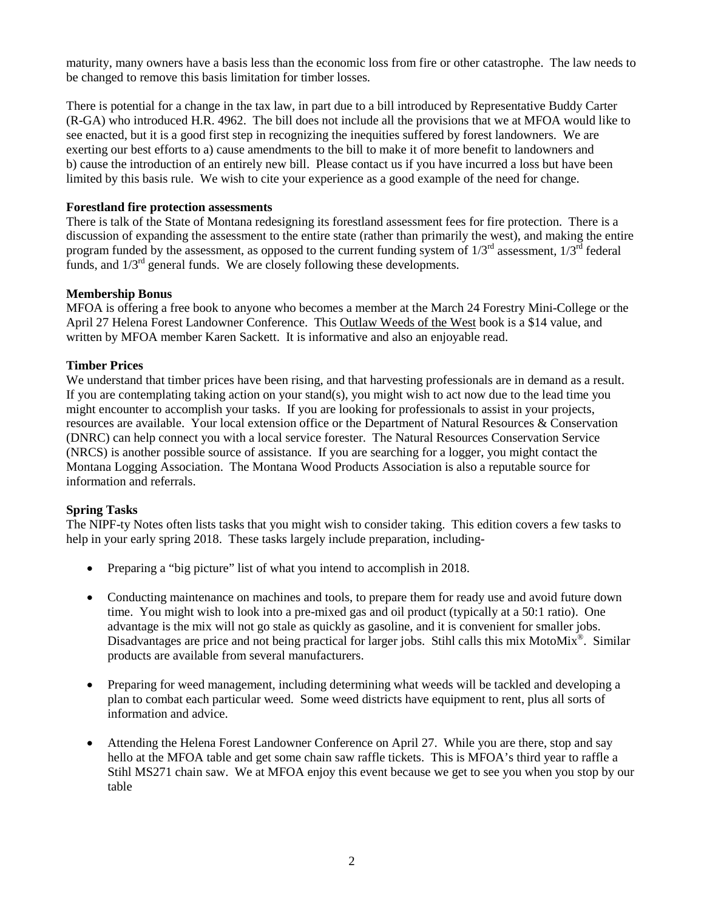maturity, many owners have a basis less than the economic loss from fire or other catastrophe. The law needs to be changed to remove this basis limitation for timber losses.

There is potential for a change in the tax law, in part due to a bill introduced by Representative Buddy Carter (R-GA) who introduced H.R. 4962. The bill does not include all the provisions that we at MFOA would like to see enacted, but it is a good first step in recognizing the inequities suffered by forest landowners. We are exerting our best efforts to a) cause amendments to the bill to make it of more benefit to landowners and b) cause the introduction of an entirely new bill. Please contact us if you have incurred a loss but have been limited by this basis rule. We wish to cite your experience as a good example of the need for change.

**Forestland fire protection assessments**

There is talk of the State of Montana redesigning its forestland assessment fees for fire protection. There is a discussion of expanding the assessment to the entire state (rather than primarily the west), and making the entire program funded by the assessment, as opposed to the current funding system of 1/3rd assessment, 1/3rd federal funds, and 1/3rd general funds. We are closely following these developments.

**Membership Bonus**

MFOA is offering a free book to anyone who becomes a member at the March 24 Forestry Mini-College or the April 27 Helena Forest Landowner Conference. This Outlaw Weeds of the West book is a $14 value, and written by MFOA member Karen Sackett. It is informative and also an enjoyable read.

**Timber Prices**

We understand that timber prices have been rising, and that harvesting professionals are in demand as a result. If you are contemplating taking action on your stand(s), you might wish to act now due to the lead time you might encounter to accomplish your tasks. If you are looking for professionals to assist in your projects, resources are available. Your local extension office or the Department of Natural Resources & Conservation (DNRC) can help connect you with a local service forester. The Natural Resources Conservation Service (NRCS) is another possible source of assistance. If you are searching for a logger, you might contact the Montana Logging Association. The Montana Wood Products Association is also a reputable source for information and referrals.

**Spring Tasks**

The NIPF-ty Notes often lists tasks that you might wish to consider taking. This edition covers a few tasks to help in your early spring 2018. These tasks largely include preparation, including-

- Preparing a "big picture" list of what you intend to accomplish in 2018.

- Conducting maintenance on machines and tools, to prepare them for ready use and avoid future down time. You might wish to look into a pre-mixed gas and oil product (typically at a 50:1 ratio). One advantage is the mix will not go stale as quickly as gasoline, and it is convenient for smaller jobs. Disadvantages are price and not being practical for larger jobs. Stihl calls this mix MotoMix®. Similar products are available from several manufacturers.

- Preparing for weed management, including determining what weeds will be tackled and developing a plan to combat each particular weed. Some weed districts have equipment to rent, plus all sorts of information and advice.

- Attending the Helena Forest Landowner Conference on April 27. While you are there, stop and say hello at the MFOA table and get some chain saw raffle tickets. This is MFOA's third year to raffle a Stihl MS271 chain saw. We at MFOA enjoy this event because we get to see you when you stop by our table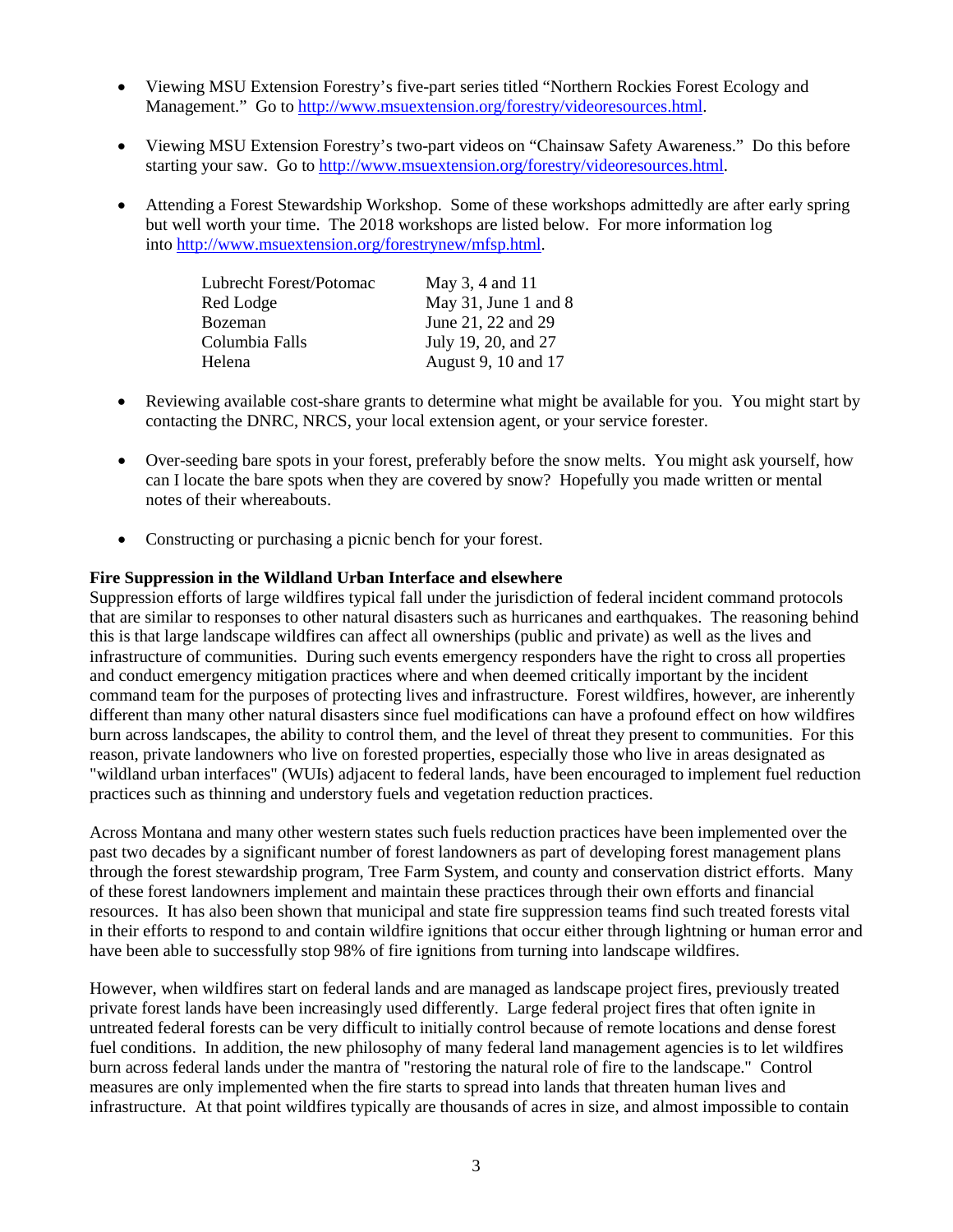- Viewing MSU Extension Forestry's five-part series titled "Northern Rockies Forest Ecology and Management." Go to http://www.msuextension.org/forestry/videoresources.html.

- Viewing MSU Extension Forestry's two-part videos on "Chainsaw Safety Awareness." Do this before starting your saw. Go to http://www.msuextension.org/forestry/videoresources.html.

- Attending a Forest Stewardship Workshop. Some of these workshops admittedly are after early spring but well worth your time. The 2018 workshops are listed below. For more information log into http://www.msuextension.org/forestrynew/mfsp.html.

| | |
|---|---|
| Lubrecht Forest/Potomac | May 3, 4 and 11 |
| Red Lodge | May 31, June 1 and 8 |
| Bozeman | June 21, 22 and 29 |
| Columbia Falls | July 19, 20, and 27 |
| Helena | August 9, 10 and 17 |

- Reviewing available cost-share grants to determine what might be available for you. You might start by contacting the DNRC, NRCS, your local extension agent, or your service forester.

- Over-seeding bare spots in your forest, preferably before the snow melts. You might ask yourself, how can I locate the bare spots when they are covered by snow? Hopefully you made written or mental notes of their whereabouts.

- Constructing or purchasing a picnic bench for your forest.

**Fire Suppression in the Wildland Urban Interface and elsewhere**

Suppression efforts of large wildfires typical fall under the jurisdiction of federal incident command protocols that are similar to responses to other natural disasters such as hurricanes and earthquakes. The reasoning behind this is that large landscape wildfires can affect all ownerships (public and private) as well as the lives and infrastructure of communities. During such events emergency responders have the right to cross all properties and conduct emergency mitigation practices where and when deemed critically important by the incident command team for the purposes of protecting lives and infrastructure. Forest wildfires, however, are inherently different than many other natural disasters since fuel modifications can have a profound effect on how wildfires burn across landscapes, the ability to control them, and the level of threat they present to communities. For this reason, private landowners who live on forested properties, especially those who live in areas designated as "wildland urban interfaces" (WUIs) adjacent to federal lands, have been encouraged to implement fuel reduction practices such as thinning and understory fuels and vegetation reduction practices.

Across Montana and many other western states such fuels reduction practices have been implemented over the past two decades by a significant number of forest landowners as part of developing forest management plans through the forest stewardship program, Tree Farm System, and county and conservation district efforts. Many of these forest landowners implement and maintain these practices through their own efforts and financial resources. It has also been shown that municipal and state fire suppression teams find such treated forests vital in their efforts to respond to and contain wildfire ignitions that occur either through lightning or human error and have been able to successfully stop 98% of fire ignitions from turning into landscape wildfires.

However, when wildfires start on federal lands and are managed as landscape project fires, previously treated private forest lands have been increasingly used differently. Large federal project fires that often ignite in untreated federal forests can be very difficult to initially control because of remote locations and dense forest fuel conditions. In addition, the new philosophy of many federal land management agencies is to let wildfires burn across federal lands under the mantra of "restoring the natural role of fire to the landscape." Control measures are only implemented when the fire starts to spread into lands that threaten human lives and infrastructure. At that point wildfires typically are thousands of acres in size, and almost impossible to contain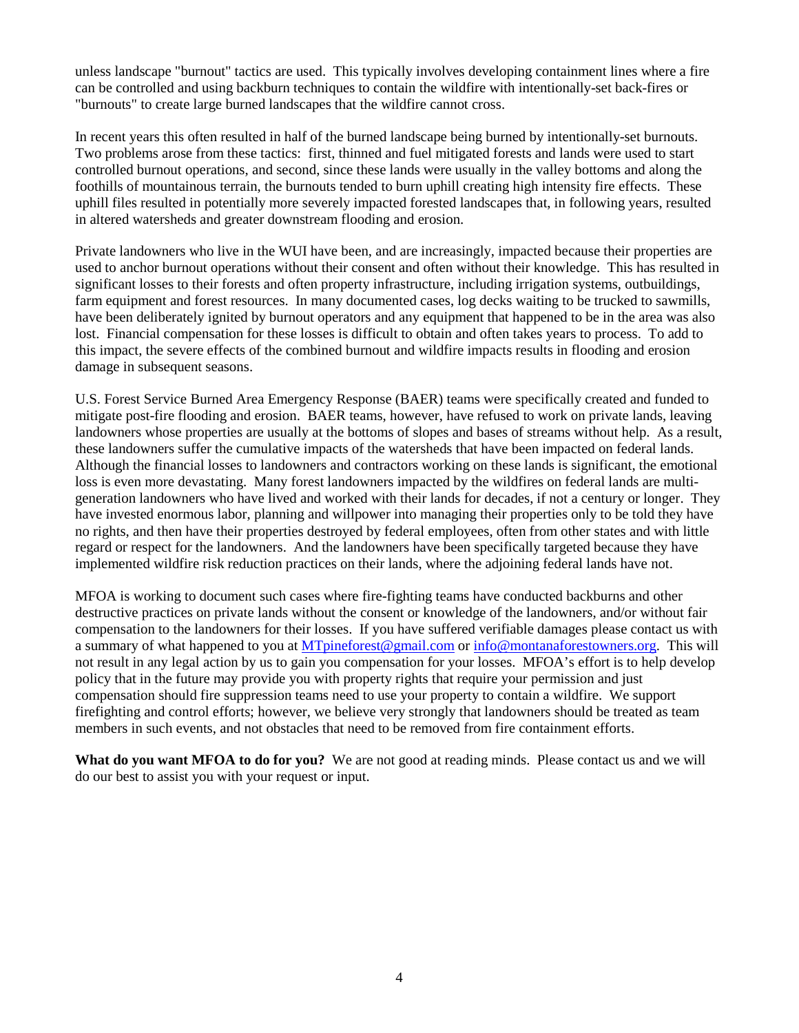unless landscape "burnout" tactics are used. This typically involves developing containment lines where a fire can be controlled and using backburn techniques to contain the wildfire with intentionally-set back-fires or "burnouts" to create large burned landscapes that the wildfire cannot cross.

In recent years this often resulted in half of the burned landscape being burned by intentionally-set burnouts. Two problems arose from these tactics: first, thinned and fuel mitigated forests and lands were used to start controlled burnout operations, and second, since these lands were usually in the valley bottoms and along the foothills of mountainous terrain, the burnouts tended to burn uphill creating high intensity fire effects. These uphill files resulted in potentially more severely impacted forested landscapes that, in following years, resulted in altered watersheds and greater downstream flooding and erosion.

Private landowners who live in the WUI have been, and are increasingly, impacted because their properties are used to anchor burnout operations without their consent and often without their knowledge. This has resulted in significant losses to their forests and often property infrastructure, including irrigation systems, outbuildings, farm equipment and forest resources. In many documented cases, log decks waiting to be trucked to sawmills, have been deliberately ignited by burnout operators and any equipment that happened to be in the area was also lost. Financial compensation for these losses is difficult to obtain and often takes years to process. To add to this impact, the severe effects of the combined burnout and wildfire impacts results in flooding and erosion damage in subsequent seasons.

U.S. Forest Service Burned Area Emergency Response (BAER) teams were specifically created and funded to mitigate post-fire flooding and erosion. BAER teams, however, have refused to work on private lands, leaving landowners whose properties are usually at the bottoms of slopes and bases of streams without help. As a result, these landowners suffer the cumulative impacts of the watersheds that have been impacted on federal lands. Although the financial losses to landowners and contractors working on these lands is significant, the emotional loss is even more devastating. Many forest landowners impacted by the wildfires on federal lands are multi-generation landowners who have lived and worked with their lands for decades, if not a century or longer. They have invested enormous labor, planning and willpower into managing their properties only to be told they have no rights, and then have their properties destroyed by federal employees, often from other states and with little regard or respect for the landowners. And the landowners have been specifically targeted because they have implemented wildfire risk reduction practices on their lands, where the adjoining federal lands have not.

MFOA is working to document such cases where fire-fighting teams have conducted backburns and other destructive practices on private lands without the consent or knowledge of the landowners, and/or without fair compensation to the landowners for their losses. If you have suffered verifiable damages please contact us with a summary of what happened to you at MTpineforest@gmail.com or info@montanaforestowners.org. This will not result in any legal action by us to gain you compensation for your losses. MFOA's effort is to help develop policy that in the future may provide you with property rights that require your permission and just compensation should fire suppression teams need to use your property to contain a wildfire. We support firefighting and control efforts; however, we believe very strongly that landowners should be treated as team members in such events, and not obstacles that need to be removed from fire containment efforts.

**What do you want MFOA to do for you?** We are not good at reading minds. Please contact us and we will do our best to assist you with your request or input.